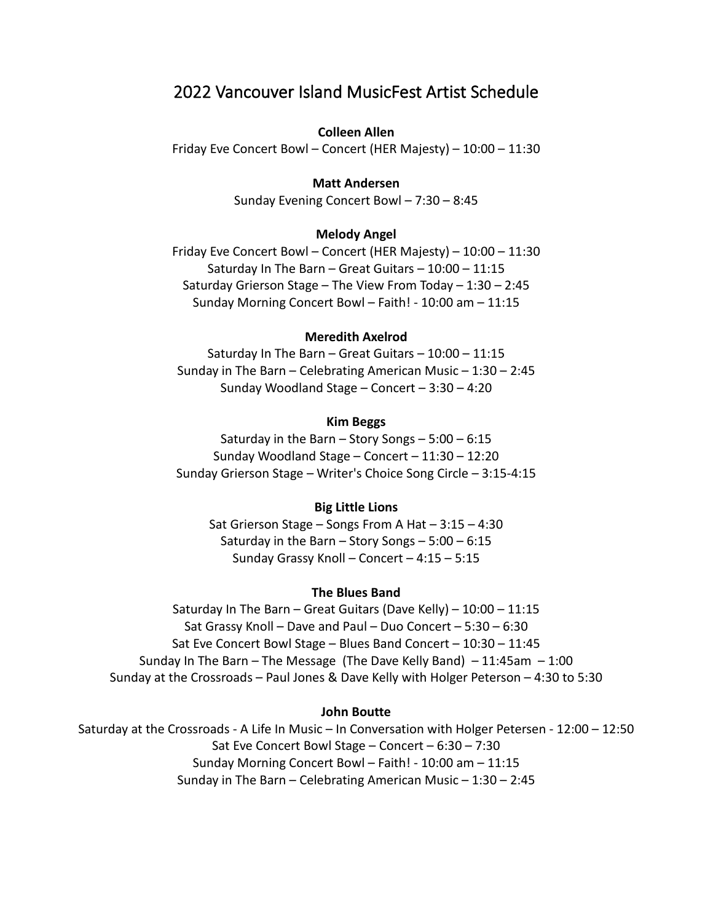# 2022 Vancouver Island MusicFest Artist Schedule

**Colleen Allen**

Friday Eve Concert Bowl – Concert (HER Majesty) – 10:00 – 11:30

**Matt Andersen**

Sunday Evening Concert Bowl – 7:30 – 8:45

**Melody Angel**

Friday Eve Concert Bowl – Concert (HER Majesty) – 10:00 – 11:30
Saturday In The Barn – Great Guitars – 10:00 – 11:15
Saturday Grierson Stage – The View From Today – 1:30 – 2:45
Sunday Morning Concert Bowl – Faith! - 10:00 am – 11:15

**Meredith Axelrod**

Saturday In The Barn – Great Guitars – 10:00 – 11:15
Sunday in The Barn – Celebrating American Music – 1:30 – 2:45
Sunday Woodland Stage – Concert – 3:30 – 4:20

**Kim Beggs**

Saturday in the Barn – Story Songs – 5:00 – 6:15
Sunday Woodland Stage – Concert – 11:30 – 12:20
Sunday Grierson Stage – Writer's Choice Song Circle – 3:15-4:15

**Big Little Lions**

Sat Grierson Stage – Songs From A Hat – 3:15 – 4:30
Saturday in the Barn – Story Songs – 5:00 – 6:15
Sunday Grassy Knoll – Concert – 4:15 – 5:15

**The Blues Band**

Saturday In The Barn – Great Guitars (Dave Kelly) – 10:00 – 11:15
Sat Grassy Knoll – Dave and Paul – Duo Concert – 5:30 – 6:30
Sat Eve Concert Bowl Stage – Blues Band Concert – 10:30 – 11:45
Sunday In The Barn – The Message (The Dave Kelly Band) – 11:45am – 1:00
Sunday at the Crossroads – Paul Jones & Dave Kelly with Holger Peterson – 4:30 to 5:30

**John Boutte**

Saturday at the Crossroads - A Life In Music – In Conversation with Holger Petersen - 12:00 – 12:50
Sat Eve Concert Bowl Stage – Concert – 6:30 – 7:30
Sunday Morning Concert Bowl – Faith! - 10:00 am – 11:15
Sunday in The Barn – Celebrating American Music – 1:30 – 2:45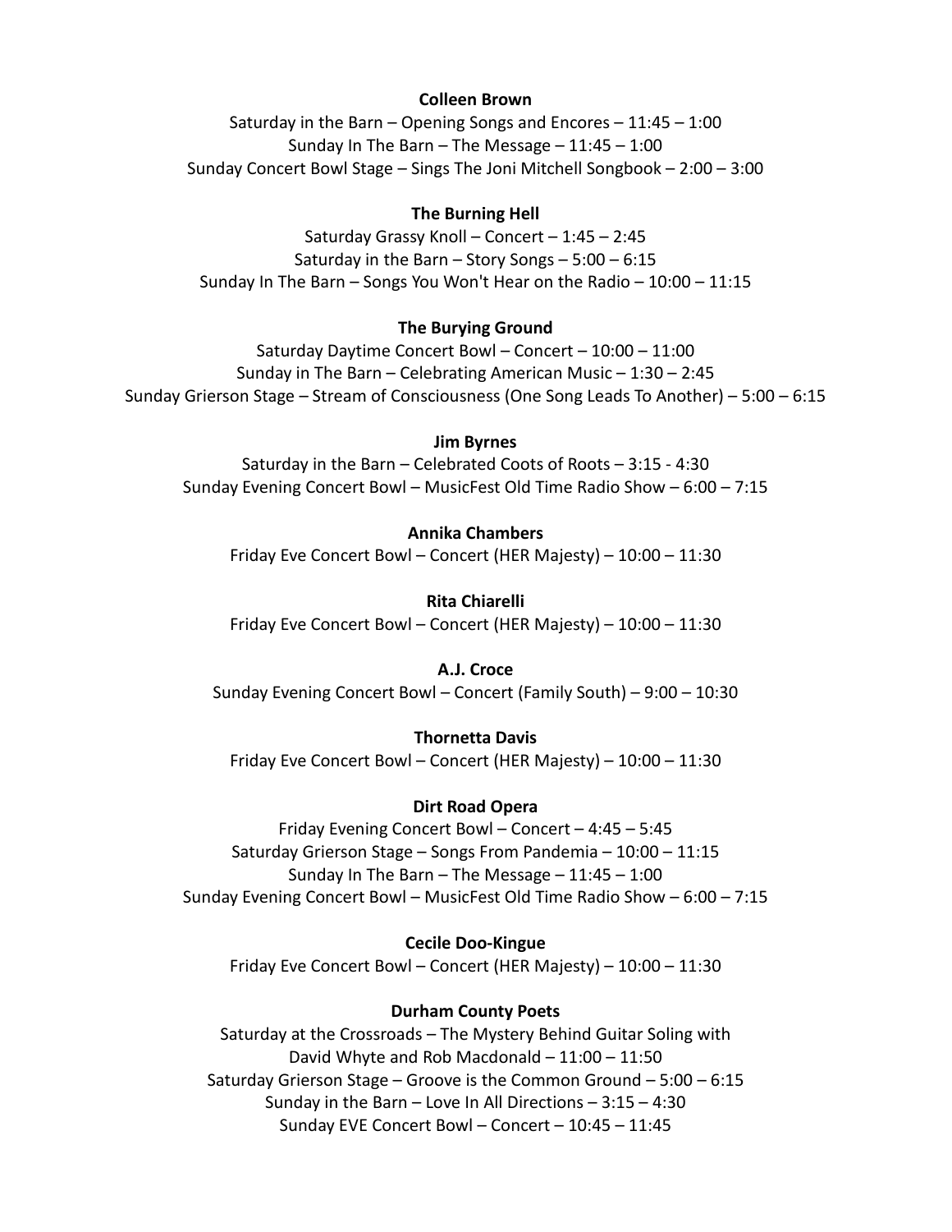**Colleen Brown**

Saturday in the Barn – Opening Songs and Encores – 11:45 – 1:00
Sunday In The Barn – The Message – 11:45 – 1:00
Sunday Concert Bowl Stage – Sings The Joni Mitchell Songbook – 2:00 – 3:00

**The Burning Hell**

Saturday Grassy Knoll – Concert – 1:45 – 2:45
Saturday in the Barn – Story Songs – 5:00 – 6:15
Sunday In The Barn – Songs You Won't Hear on the Radio – 10:00 – 11:15

**The Burying Ground**

Saturday Daytime Concert Bowl – Concert – 10:00 – 11:00
Sunday in The Barn – Celebrating American Music – 1:30 – 2:45
Sunday Grierson Stage – Stream of Consciousness (One Song Leads To Another) – 5:00 – 6:15

**Jim Byrnes**

Saturday in the Barn – Celebrated Coots of Roots – 3:15 - 4:30
Sunday Evening Concert Bowl – MusicFest Old Time Radio Show – 6:00 – 7:15

**Annika Chambers**

Friday Eve Concert Bowl – Concert (HER Majesty) – 10:00 – 11:30

**Rita Chiarelli**

Friday Eve Concert Bowl – Concert (HER Majesty) – 10:00 – 11:30

**A.J. Croce**

Sunday Evening Concert Bowl – Concert (Family South) – 9:00 – 10:30

**Thornetta Davis**

Friday Eve Concert Bowl – Concert (HER Majesty) – 10:00 – 11:30

**Dirt Road Opera**

Friday Evening Concert Bowl – Concert – 4:45 – 5:45
Saturday Grierson Stage – Songs From Pandemia – 10:00 – 11:15
Sunday In The Barn – The Message – 11:45 – 1:00
Sunday Evening Concert Bowl – MusicFest Old Time Radio Show – 6:00 – 7:15

**Cecile Doo-Kingue**

Friday Eve Concert Bowl – Concert (HER Majesty) – 10:00 – 11:30

**Durham County Poets**

Saturday at the Crossroads – The Mystery Behind Guitar Soling with David Whyte and Rob Macdonald – 11:00 – 11:50
Saturday Grierson Stage – Groove is the Common Ground – 5:00 – 6:15
Sunday in the Barn – Love In All Directions – 3:15 – 4:30
Sunday EVE Concert Bowl – Concert – 10:45 – 11:45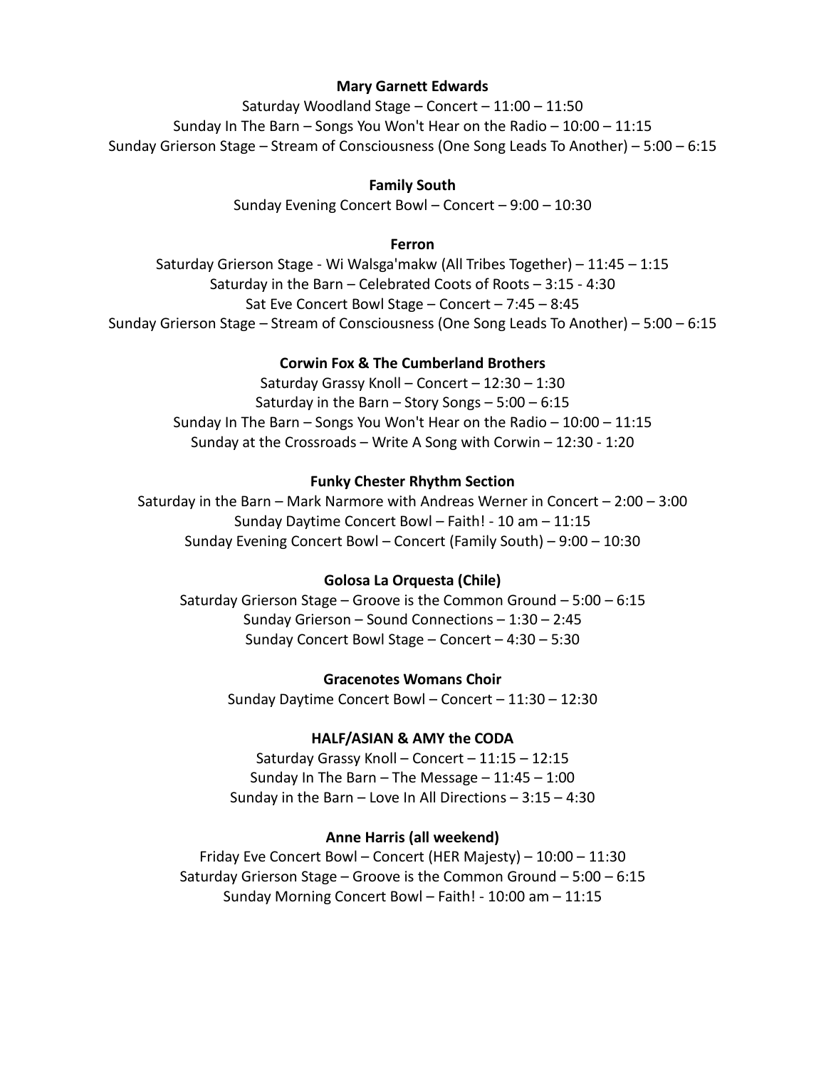**Mary Garnett Edwards**

Saturday Woodland Stage – Concert – 11:00 – 11:50
Sunday In The Barn – Songs You Won't Hear on the Radio – 10:00 – 11:15
Sunday Grierson Stage – Stream of Consciousness (One Song Leads To Another) – 5:00 – 6:15

**Family South**

Sunday Evening Concert Bowl – Concert – 9:00 – 10:30

**Ferron**

Saturday Grierson Stage - Wi Walsga'makw (All Tribes Together) – 11:45 – 1:15
Saturday in the Barn – Celebrated Coots of Roots – 3:15 - 4:30
Sat Eve Concert Bowl Stage – Concert – 7:45 – 8:45
Sunday Grierson Stage – Stream of Consciousness (One Song Leads To Another) – 5:00 – 6:15

**Corwin Fox & The Cumberland Brothers**

Saturday Grassy Knoll – Concert – 12:30 – 1:30
Saturday in the Barn – Story Songs – 5:00 – 6:15
Sunday In The Barn – Songs You Won't Hear on the Radio – 10:00 – 11:15
Sunday at the Crossroads – Write A Song with Corwin – 12:30 - 1:20

**Funky Chester Rhythm Section**

Saturday in the Barn – Mark Narmore with Andreas Werner in Concert – 2:00 – 3:00
Sunday Daytime Concert Bowl – Faith! - 10 am – 11:15
Sunday Evening Concert Bowl – Concert (Family South) – 9:00 – 10:30

**Golosa La Orquesta (Chile)**

Saturday Grierson Stage – Groove is the Common Ground – 5:00 – 6:15
Sunday Grierson – Sound Connections – 1:30 – 2:45
Sunday Concert Bowl Stage – Concert – 4:30 – 5:30

**Gracenotes Womans Choir**

Sunday Daytime Concert Bowl – Concert – 11:30 – 12:30

**HALF/ASIAN & AMY the CODA**

Saturday Grassy Knoll – Concert – 11:15 – 12:15
Sunday In The Barn – The Message – 11:45 – 1:00
Sunday in the Barn – Love In All Directions – 3:15 – 4:30

**Anne Harris (all weekend)**

Friday Eve Concert Bowl – Concert (HER Majesty) – 10:00 – 11:30
Saturday Grierson Stage – Groove is the Common Ground – 5:00 – 6:15
Sunday Morning Concert Bowl – Faith! - 10:00 am – 11:15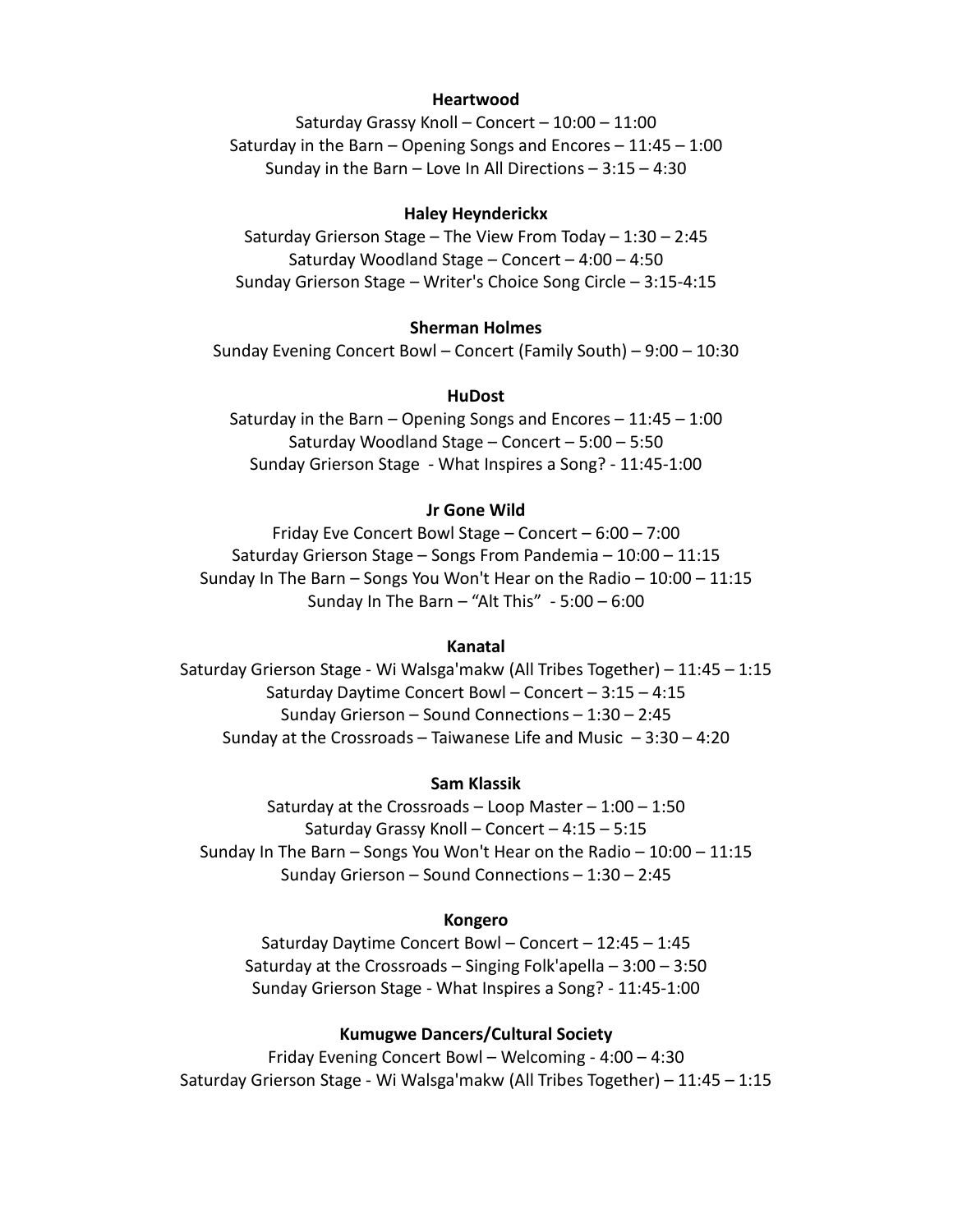**Heartwood**

Saturday Grassy Knoll – Concert – 10:00 – 11:00
Saturday in the Barn – Opening Songs and Encores – 11:45 – 1:00
Sunday in the Barn – Love In All Directions – 3:15 – 4:30

**Haley Heynderickx**

Saturday Grierson Stage – The View From Today – 1:30 – 2:45
Saturday Woodland Stage – Concert – 4:00 – 4:50
Sunday Grierson Stage – Writer's Choice Song Circle – 3:15-4:15

**Sherman Holmes**

Sunday Evening Concert Bowl – Concert (Family South) – 9:00 – 10:30

**HuDost**

Saturday in the Barn – Opening Songs and Encores – 11:45 – 1:00
Saturday Woodland Stage – Concert – 5:00 – 5:50
Sunday Grierson Stage - What Inspires a Song? - 11:45-1:00

**Jr Gone Wild**

Friday Eve Concert Bowl Stage – Concert – 6:00 – 7:00
Saturday Grierson Stage – Songs From Pandemia – 10:00 – 11:15
Sunday In The Barn – Songs You Won't Hear on the Radio – 10:00 – 11:15
Sunday In The Barn – "Alt This" - 5:00 – 6:00

**Kanatal**

Saturday Grierson Stage - Wi Walsga'makw (All Tribes Together) – 11:45 – 1:15
Saturday Daytime Concert Bowl – Concert – 3:15 – 4:15
Sunday Grierson – Sound Connections – 1:30 – 2:45
Sunday at the Crossroads – Taiwanese Life and Music – 3:30 – 4:20

**Sam Klassik**

Saturday at the Crossroads – Loop Master – 1:00 – 1:50
Saturday Grassy Knoll – Concert – 4:15 – 5:15
Sunday In The Barn – Songs You Won't Hear on the Radio – 10:00 – 11:15
Sunday Grierson – Sound Connections – 1:30 – 2:45

**Kongero**

Saturday Daytime Concert Bowl – Concert – 12:45 – 1:45
Saturday at the Crossroads – Singing Folk'apella – 3:00 – 3:50
Sunday Grierson Stage - What Inspires a Song? - 11:45-1:00

**Kumugwe Dancers/Cultural Society**

Friday Evening Concert Bowl – Welcoming - 4:00 – 4:30
Saturday Grierson Stage - Wi Walsga'makw (All Tribes Together) – 11:45 – 1:15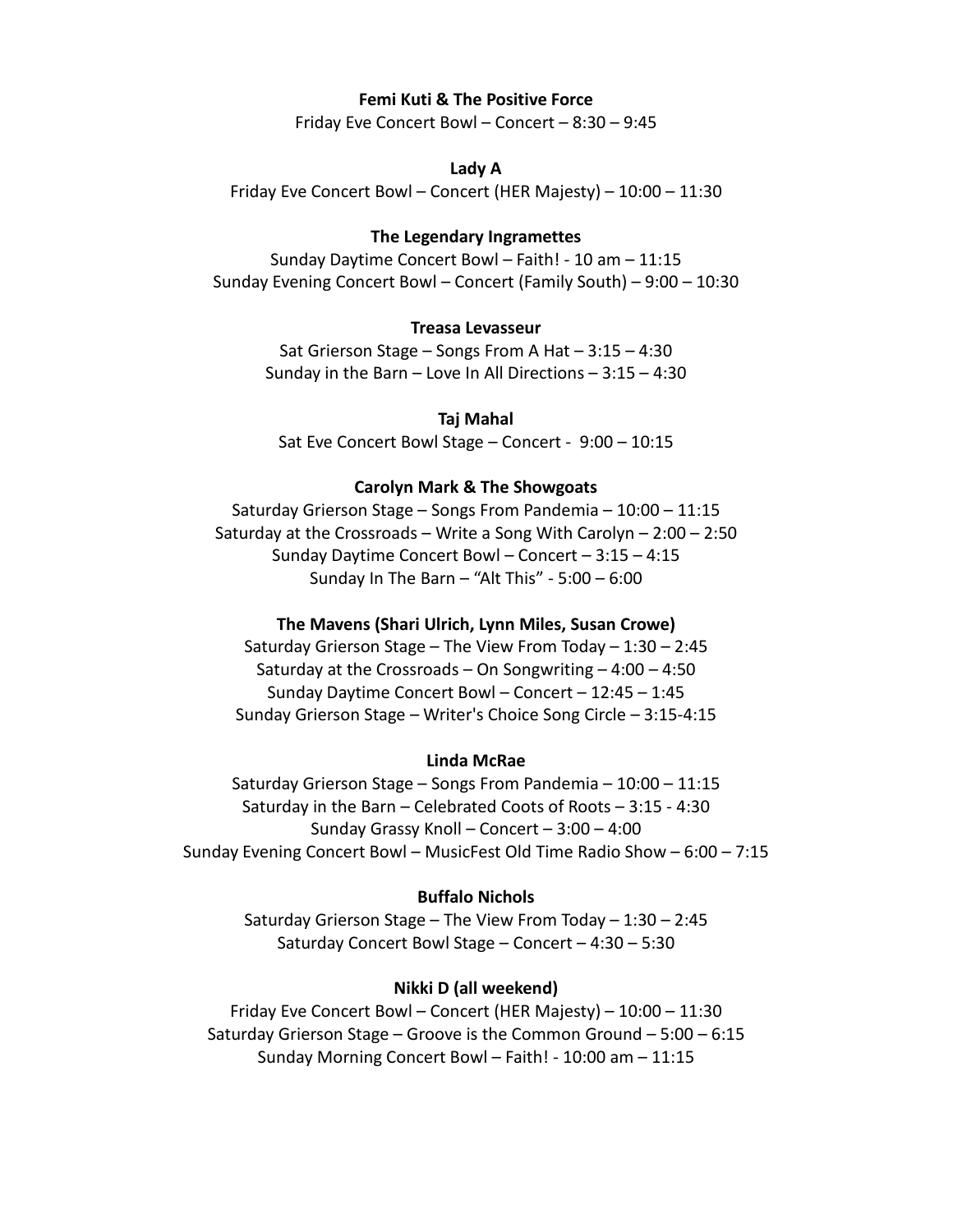**Femi Kuti & The Positive Force**

Friday Eve Concert Bowl – Concert – 8:30 – 9:45

**Lady A**

Friday Eve Concert Bowl – Concert (HER Majesty) – 10:00 – 11:30

**The Legendary Ingramettes**

Sunday Daytime Concert Bowl – Faith! - 10 am – 11:15
Sunday Evening Concert Bowl – Concert (Family South) – 9:00 – 10:30

**Treasa Levasseur**

Sat Grierson Stage – Songs From A Hat – 3:15 – 4:30
Sunday in the Barn – Love In All Directions – 3:15 – 4:30

**Taj Mahal**

Sat Eve Concert Bowl Stage – Concert - 9:00 – 10:15

**Carolyn Mark & The Showgoats**

Saturday Grierson Stage – Songs From Pandemia – 10:00 – 11:15
Saturday at the Crossroads – Write a Song With Carolyn – 2:00 – 2:50
Sunday Daytime Concert Bowl – Concert – 3:15 – 4:15
Sunday In The Barn – "Alt This" - 5:00 – 6:00

**The Mavens (Shari Ulrich, Lynn Miles, Susan Crowe)**

Saturday Grierson Stage – The View From Today – 1:30 – 2:45
Saturday at the Crossroads – On Songwriting – 4:00 – 4:50
Sunday Daytime Concert Bowl – Concert – 12:45 – 1:45
Sunday Grierson Stage – Writer's Choice Song Circle – 3:15-4:15

**Linda McRae**

Saturday Grierson Stage – Songs From Pandemia – 10:00 – 11:15
Saturday in the Barn – Celebrated Coots of Roots – 3:15 - 4:30
Sunday Grassy Knoll – Concert – 3:00 – 4:00
Sunday Evening Concert Bowl – MusicFest Old Time Radio Show – 6:00 – 7:15

**Buffalo Nichols**

Saturday Grierson Stage – The View From Today – 1:30 – 2:45
Saturday Concert Bowl Stage – Concert – 4:30 – 5:30

**Nikki D (all weekend)**

Friday Eve Concert Bowl – Concert (HER Majesty) – 10:00 – 11:30
Saturday Grierson Stage – Groove is the Common Ground – 5:00 – 6:15
Sunday Morning Concert Bowl – Faith! - 10:00 am – 11:15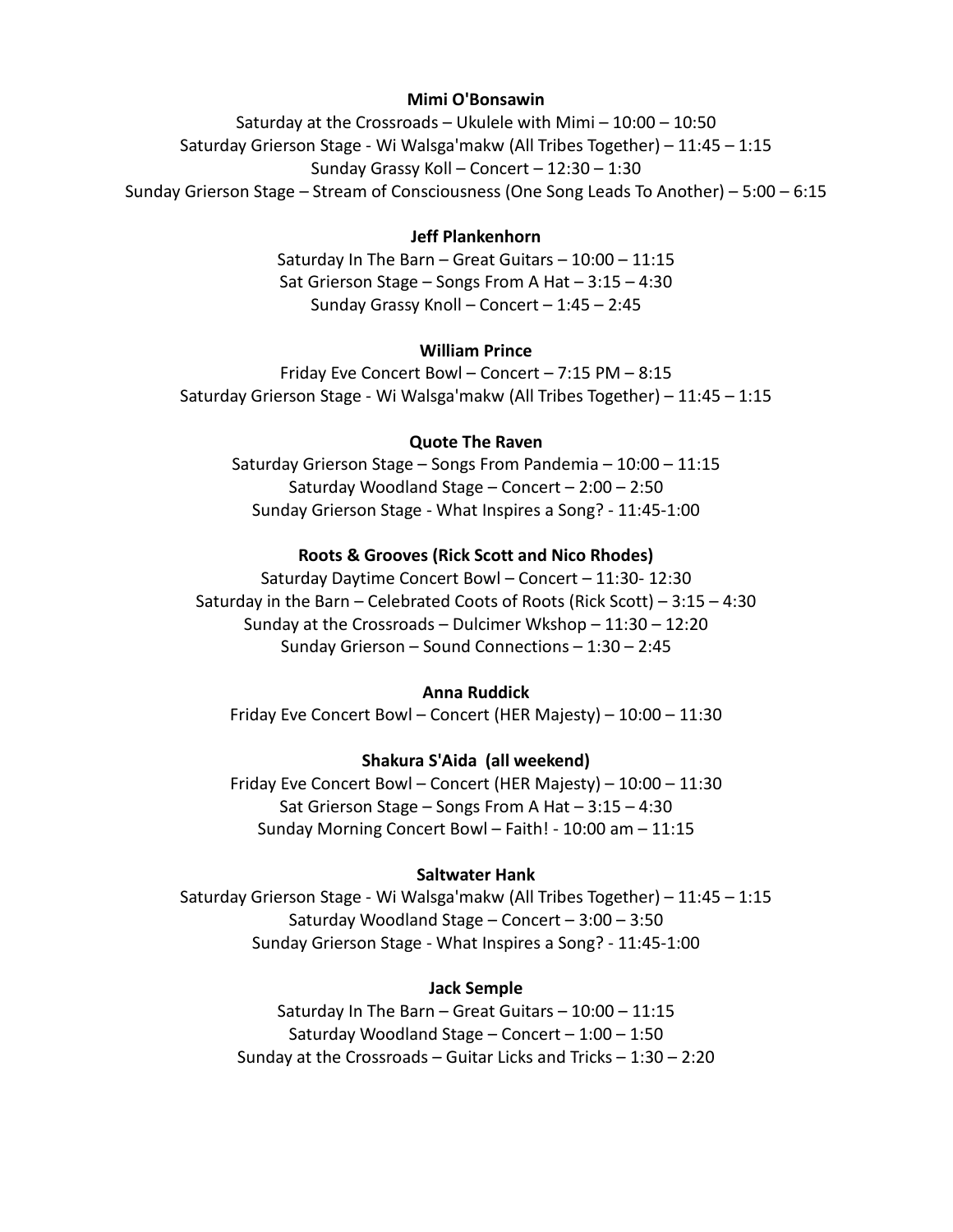**Mimi O'Bonsawin**

Saturday at the Crossroads – Ukulele with Mimi – 10:00 – 10:50
Saturday Grierson Stage - Wi Walsga'makw (All Tribes Together) – 11:45 – 1:15
Sunday Grassy Koll – Concert – 12:30 – 1:30
Sunday Grierson Stage – Stream of Consciousness (One Song Leads To Another) – 5:00 – 6:15

**Jeff Plankenhorn**

Saturday In The Barn – Great Guitars – 10:00 – 11:15
Sat Grierson Stage – Songs From A Hat – 3:15 – 4:30
Sunday Grassy Knoll – Concert – 1:45 – 2:45

**William Prince**

Friday Eve Concert Bowl – Concert – 7:15 PM – 8:15
Saturday Grierson Stage - Wi Walsga'makw (All Tribes Together) – 11:45 – 1:15

**Quote The Raven**

Saturday Grierson Stage – Songs From Pandemia – 10:00 – 11:15
Saturday Woodland Stage – Concert – 2:00 – 2:50
Sunday Grierson Stage - What Inspires a Song? - 11:45-1:00

**Roots & Grooves (Rick Scott and Nico Rhodes)**

Saturday Daytime Concert Bowl – Concert – 11:30- 12:30
Saturday in the Barn – Celebrated Coots of Roots (Rick Scott) – 3:15 – 4:30
Sunday at the Crossroads – Dulcimer Wkshop – 11:30 – 12:20
Sunday Grierson – Sound Connections – 1:30 – 2:45

**Anna Ruddick**

Friday Eve Concert Bowl – Concert (HER Majesty) – 10:00 – 11:30

**Shakura S'Aida (all weekend)**

Friday Eve Concert Bowl – Concert (HER Majesty) – 10:00 – 11:30
Sat Grierson Stage – Songs From A Hat – 3:15 – 4:30
Sunday Morning Concert Bowl – Faith! - 10:00 am – 11:15

**Saltwater Hank**

Saturday Grierson Stage - Wi Walsga'makw (All Tribes Together) – 11:45 – 1:15
Saturday Woodland Stage – Concert – 3:00 – 3:50
Sunday Grierson Stage - What Inspires a Song? - 11:45-1:00

**Jack Semple**

Saturday In The Barn – Great Guitars – 10:00 – 11:15
Saturday Woodland Stage – Concert – 1:00 – 1:50
Sunday at the Crossroads – Guitar Licks and Tricks – 1:30 – 2:20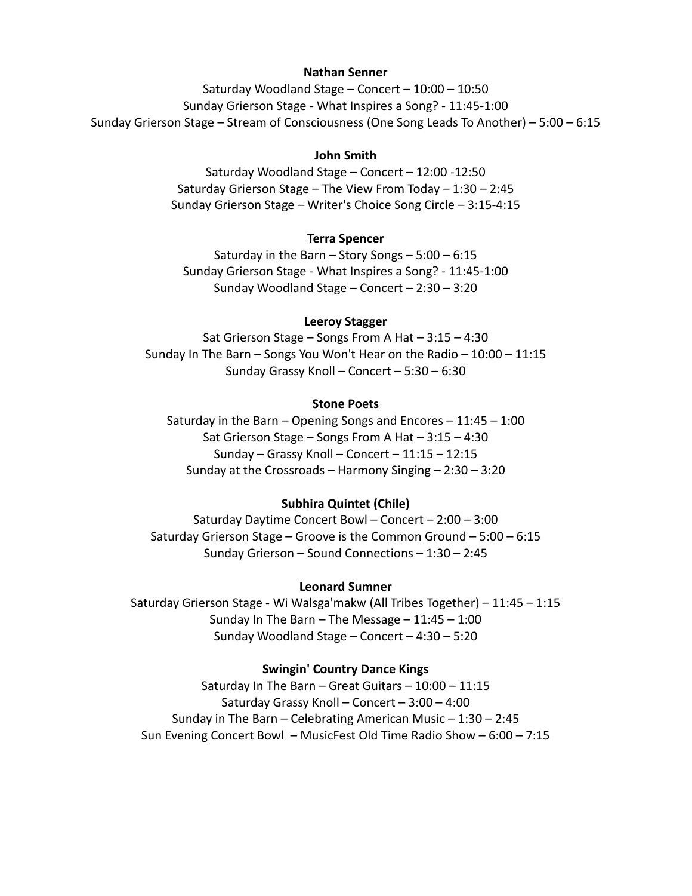**Nathan Senner**

Saturday Woodland Stage – Concert – 10:00 – 10:50
Sunday Grierson Stage - What Inspires a Song? - 11:45-1:00
Sunday Grierson Stage – Stream of Consciousness (One Song Leads To Another) – 5:00 – 6:15

**John Smith**

Saturday Woodland Stage – Concert – 12:00 -12:50
Saturday Grierson Stage – The View From Today – 1:30 – 2:45
Sunday Grierson Stage – Writer's Choice Song Circle – 3:15-4:15

**Terra Spencer**

Saturday in the Barn – Story Songs – 5:00 – 6:15
Sunday Grierson Stage - What Inspires a Song? - 11:45-1:00
Sunday Woodland Stage – Concert – 2:30 – 3:20

**Leeroy Stagger**

Sat Grierson Stage – Songs From A Hat – 3:15 – 4:30
Sunday In The Barn – Songs You Won't Hear on the Radio – 10:00 – 11:15
Sunday Grassy Knoll – Concert – 5:30 – 6:30

**Stone Poets**

Saturday in the Barn – Opening Songs and Encores – 11:45 – 1:00
Sat Grierson Stage – Songs From A Hat – 3:15 – 4:30
Sunday – Grassy Knoll – Concert – 11:15 – 12:15
Sunday at the Crossroads – Harmony Singing – 2:30 – 3:20

**Subhira Quintet (Chile)**

Saturday Daytime Concert Bowl – Concert – 2:00 – 3:00
Saturday Grierson Stage – Groove is the Common Ground – 5:00 – 6:15
Sunday Grierson – Sound Connections – 1:30 – 2:45

**Leonard Sumner**

Saturday Grierson Stage - Wi Walsga'makw (All Tribes Together) – 11:45 – 1:15
Sunday In The Barn – The Message – 11:45 – 1:00
Sunday Woodland Stage – Concert – 4:30 – 5:20

**Swingin' Country Dance Kings**

Saturday In The Barn – Great Guitars – 10:00 – 11:15
Saturday Grassy Knoll – Concert – 3:00 – 4:00
Sunday in The Barn – Celebrating American Music – 1:30 – 2:45
Sun Evening Concert Bowl – MusicFest Old Time Radio Show – 6:00 – 7:15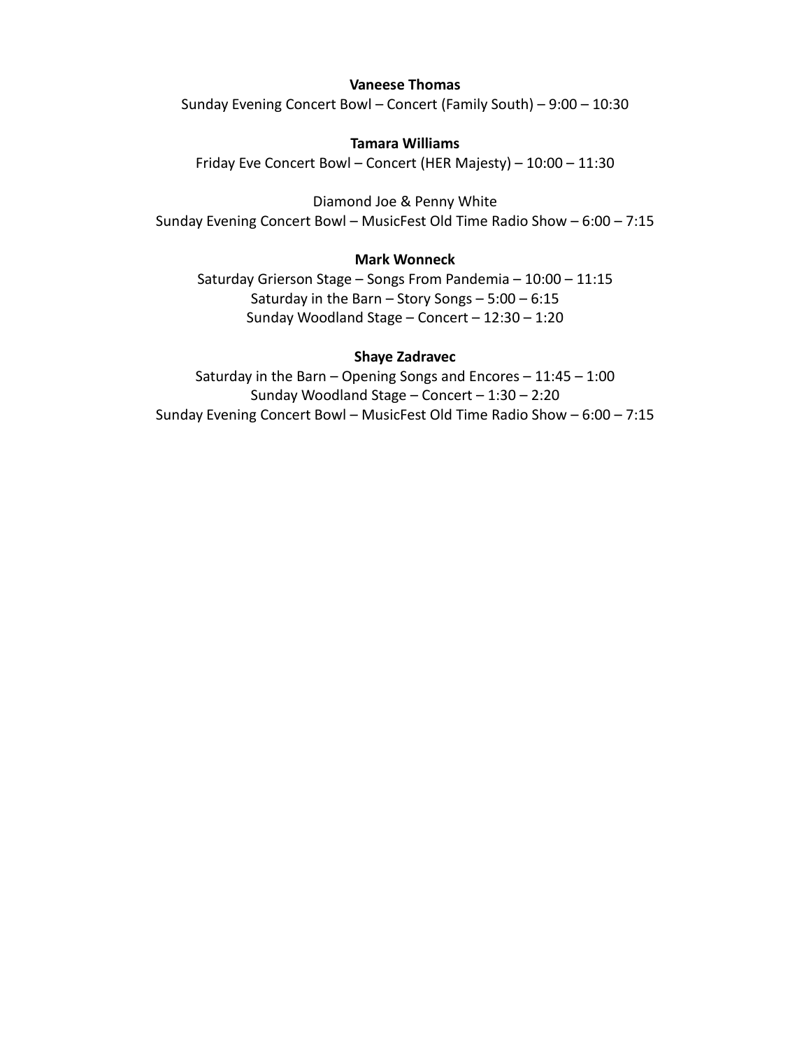**Vaneese Thomas**

Sunday Evening Concert Bowl – Concert (Family South) – 9:00 – 10:30

**Tamara Williams**

Friday Eve Concert Bowl – Concert (HER Majesty) – 10:00 – 11:30

Diamond Joe & Penny White

Sunday Evening Concert Bowl – MusicFest Old Time Radio Show – 6:00 – 7:15

**Mark Wonneck**

Saturday Grierson Stage – Songs From Pandemia – 10:00 – 11:15

Saturday in the Barn – Story Songs – 5:00 – 6:15

Sunday Woodland Stage – Concert – 12:30 – 1:20

**Shaye Zadravec**

Saturday in the Barn – Opening Songs and Encores – 11:45 – 1:00

Sunday Woodland Stage – Concert – 1:30 – 2:20

Sunday Evening Concert Bowl – MusicFest Old Time Radio Show – 6:00 – 7:15